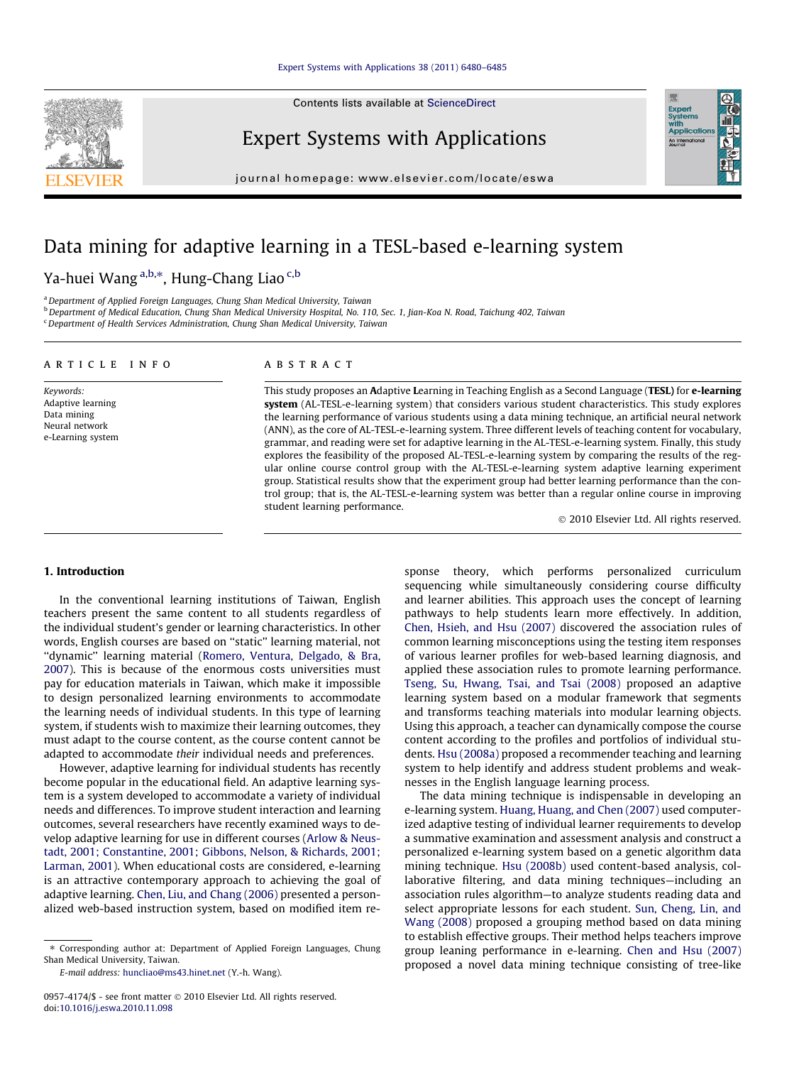# Data mining for adaptive learning in a TESL-based e-learning system

Ya-huei Wang [a,b,*], Hung-Chang Liao [c,b]

[a] Department of Applied Foreign Languages, Chung Shan Medical University, Taiwan
[b] Department of Medical Education, Chung Shan Medical University Hospital, No. 110, Sec. 1, Jian-Koa N. Road, Taichung 402, Taiwan
[c] Department of Health Services Administration, Chung Shan Medical University, Taiwan

## ARTICLE INFO

*Keywords:*
Adaptive learning
Data mining
Neural network
e-Learning system

## ABSTRACT

This study proposes an **A**daptive **L**earning in Teaching English as a Second Language (**TESL**) for **e-learning system** (AL-TESL-e-learning system) that considers various student characteristics. This study explores the learning performance of various students using a data mining technique, an artificial neural network (ANN), as the core of AL-TESL-e-learning system. Three different levels of teaching content for vocabulary, grammar, and reading were set for adaptive learning in the AL-TESL-e-learning system. Finally, this study explores the feasibility of the proposed AL-TESL-e-learning system by comparing the results of the regular online course control group with the AL-TESL-e-learning system adaptive learning experiment group. Statistical results show that the experiment group had better learning performance than the control group; that is, the AL-TESL-e-learning system was better than a regular online course in improving student learning performance.

© 2010 Elsevier Ltd. All rights reserved.

## 1. Introduction

In the conventional learning institutions of Taiwan, English teachers present the same content to all students regardless of the individual student's gender or learning characteristics. In other words, English courses are based on ''static'' learning material, not ''dynamic'' learning material (Romero, Ventura, Delgado, & Bra, 2007). This is because of the enormous costs universities must pay for education materials in Taiwan, which make it impossible to design personalized learning environments to accommodate the learning needs of individual students. In this type of learning system, if students wish to maximize their learning outcomes, they must adapt to the course content, as the course content cannot be adapted to accommodate *their* individual needs and preferences.

However, adaptive learning for individual students has recently become popular in the educational field. An adaptive learning system is a system developed to accommodate a variety of individual needs and differences. To improve student interaction and learning outcomes, several researchers have recently examined ways to develop adaptive learning for use in different courses (Arlow & Neustadt, 2001; Constantine, 2001; Gibbons, Nelson, & Richards, 2001; Larman, 2001). When educational costs are considered, e-learning is an attractive contemporary approach to achieving the goal of adaptive learning. Chen, Liu, and Chang (2006) presented a personalized web-based instruction system, based on modified item response theory, which performs personalized curriculum sequencing while simultaneously considering course difficulty and learner abilities. This approach uses the concept of learning pathways to help students learn more effectively. In addition, Chen, Hsieh, and Hsu (2007) discovered the association rules of common learning misconceptions using the testing item responses of various learner profiles for web-based learning diagnosis, and applied these association rules to promote learning performance. Tseng, Su, Hwang, Tsai, and Tsai (2008) proposed an adaptive learning system based on a modular framework that segments and transforms teaching materials into modular learning objects. Using this approach, a teacher can dynamically compose the course content according to the profiles and portfolios of individual students. Hsu (2008a) proposed a recommender teaching and learning system to help identify and address student problems and weaknesses in the English language learning process.

The data mining technique is indispensable in developing an e-learning system. Huang, Huang, and Chen (2007) used computerized adaptive testing of individual learner requirements to develop a summative examination and assessment analysis and construct a personalized e-learning system based on a genetic algorithm data mining technique. Hsu (2008b) used content-based analysis, collaborative filtering, and data mining techniques—including an association rules algorithm—to analyze students reading data and select appropriate lessons for each student. Sun, Cheng, Lin, and Wang (2008) proposed a grouping method based on data mining to establish effective groups. Their method helps teachers improve group leaning performance in e-learning. Chen and Hsu (2007) proposed a novel data mining technique consisting of tree-like

---

* Corresponding author at: Department of Applied Foreign Languages, Chung Shan Medical University, Taiwan.
*E-mail address:* huncliao@ms43.hinet.net (Y.-h. Wang).

0957-4174/$ - see front matter © 2010 Elsevier Ltd. All rights reserved.
doi:10.1016/j.eswa.2010.11.098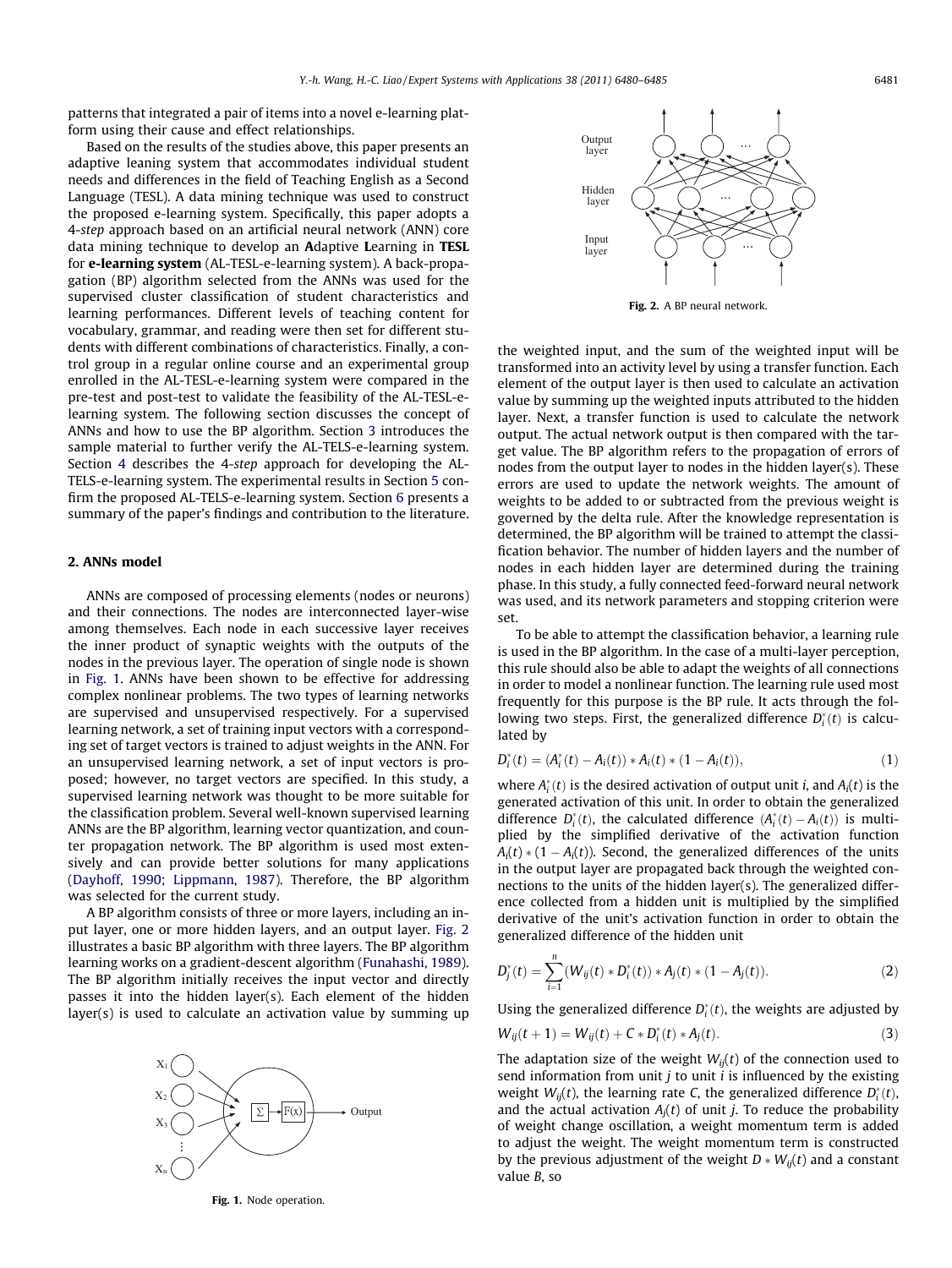patterns that integrated a pair of items into a novel e-learning platform using their cause and effect relationships.

Based on the results of the studies above, this paper presents an adaptive leaning system that accommodates individual student needs and differences in the field of Teaching English as a Second Language (TESL). A data mining technique was used to construct the proposed e-learning system. Specifically, this paper adopts a 4-*step* approach based on an artificial neural network (ANN) core data mining technique to develop an **A**daptive **L**earning in **TESL** for **e-learning system** (AL-TESL-e-learning system). A back-propagation (BP) algorithm selected from the ANNs was used for the supervised cluster classification of student characteristics and learning performances. Different levels of teaching content for vocabulary, grammar, and reading were then set for different students with different combinations of characteristics. Finally, a control group in a regular online course and an experimental group enrolled in the AL-TESL-e-learning system were compared in the pre-test and post-test to validate the feasibility of the AL-TESL-e-learning system. The following section discusses the concept of ANNs and how to use the BP algorithm. Section 3 introduces the sample material to further verify the AL-TELS-e-learning system. Section 4 describes the 4-*step* approach for developing the AL-TELS-e-learning system. The experimental results in Section 5 confirm the proposed AL-TELS-e-learning system. Section 6 presents a summary of the paper's findings and contribution to the literature.

## 2. ANNs model

ANNs are composed of processing elements (nodes or neurons) and their connections. The nodes are interconnected layer-wise among themselves. Each node in each successive layer receives the inner product of synaptic weights with the outputs of the nodes in the previous layer. The operation of single node is shown in Fig. 1. ANNs have been shown to be effective for addressing complex nonlinear problems. The two types of learning networks are supervised and unsupervised respectively. For a supervised learning network, a set of training input vectors with a corresponding set of target vectors is trained to adjust weights in the ANN. For an unsupervised learning network, a set of input vectors is proposed; however, no target vectors are specified. In this study, a supervised learning network was thought to be more suitable for the classification problem. Several well-known supervised learning ANNs are the BP algorithm, learning vector quantization, and counter propagation network. The BP algorithm is used most extensively and can provide better solutions for many applications (Dayhoff, 1990; Lippmann, 1987). Therefore, the BP algorithm was selected for the current study.

A BP algorithm consists of three or more layers, including an input layer, one or more hidden layers, and an output layer. Fig. 2 illustrates a basic BP algorithm with three layers. The BP algorithm learning works on a gradient-descent algorithm (Funahashi, 1989). The BP algorithm initially receives the input vector and directly passes it into the hidden layer(s). Each element of the hidden layer(s) is used to calculate an activation value by summing up

X1
X2
X3
⋮
Xn
Σ
F(x)
Output

**Fig. 1.** Node operation.

Output layer
Hidden layer
Input layer
...

**Fig. 2.** A BP neural network.

the weighted input, and the sum of the weighted input will be transformed into an activity level by using a transfer function. Each element of the output layer is then used to calculate an activation value by summing up the weighted inputs attributed to the hidden layer. Next, a transfer function is used to calculate the network output. The actual network output is then compared with the target value. The BP algorithm refers to the propagation of errors of nodes from the output layer to nodes in the hidden layer(s). These errors are used to update the network weights. The amount of weights to be added to or subtracted from the previous weight is governed by the delta rule. After the knowledge representation is determined, the BP algorithm will be trained to attempt the classification behavior. The number of hidden layers and the number of nodes in each hidden layer are determined during the training phase. In this study, a fully connected feed-forward neural network was used, and its network parameters and stopping criterion were set.

To be able to attempt the classification behavior, a learning rule is used in the BP algorithm. In the case of a multi-layer perception, this rule should also be able to adapt the weights of all connections in order to model a nonlinear function. The learning rule used most frequently for this purpose is the BP rule. It acts through the following two steps. First, the generalized difference $D_i^*(t)$ is calculated by

$$D_i^*(t) = (A_i^*(t) - A_i(t)) * A_i(t) * (1 - A_i(t)), \tag{1}$$

where $A_i^*(t)$ is the desired activation of output unit $i$, and $A_i(t)$ is the generated activation of this unit. In order to obtain the generalized difference $D_i^*(t)$, the calculated difference $(A_i^*(t) - A_i(t))$ is multiplied by the simplified derivative of the activation function $A_i(t) * (1 - A_i(t))$. Second, the generalized differences of the units in the output layer are propagated back through the weighted connections to the units of the hidden layer(s). The generalized difference collected from a hidden unit is multiplied by the simplified derivative of the unit's activation function in order to obtain the generalized difference of the hidden unit

$$D_j^*(t) = \sum_{i=1}^{n} (W_{ij}(t) * D_i^*(t)) * A_j(t) * (1 - A_j(t)). \tag{2}$$

Using the generalized difference $D_i^*(t)$, the weights are adjusted by

$$W_{ij}(t+1) = W_{ij}(t) + C * D_i^*(t) * A_j(t). \tag{3}$$

The adaptation size of the weight $W_{ij}(t)$ of the connection used to send information from unit $j$ to unit $i$ is influenced by the existing weight $W_{ij}(t)$, the learning rate $C$, the generalized difference $D_i^*(t)$, and the actual activation $A_j(t)$ of unit $j$. To reduce the probability of weight change oscillation, a weight momentum term is added to adjust the weight. The weight momentum term is constructed by the previous adjustment of the weight $D * W_{ij}(t)$ and a constant value $B$, so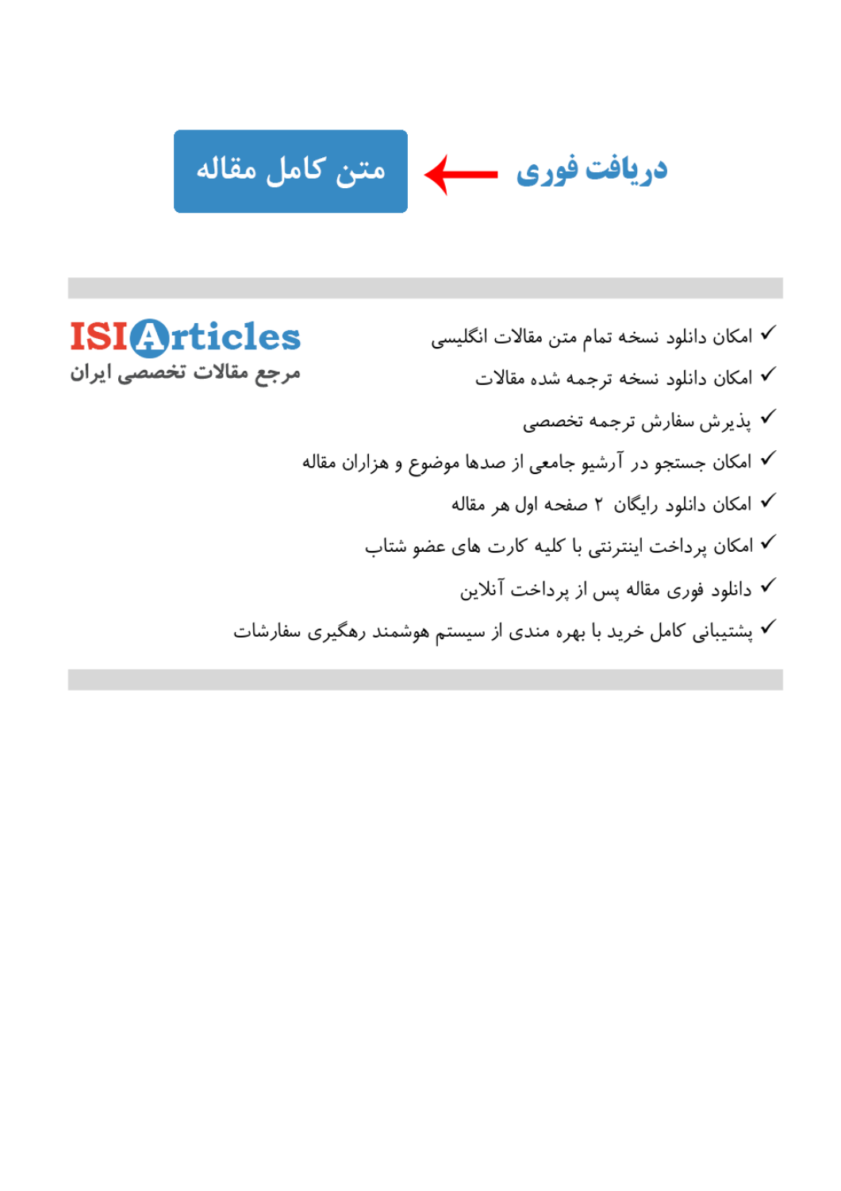دریافت فوری ← متن کامل مقاله

**ISIArticles**
مرجع مقالات تخصصی ایران

- ✓ امکان دانلود نسخه تمام متن مقالات انگلیسی
- ✓ امکان دانلود نسخه ترجمه شده مقالات
- ✓ پذیرش سفارش ترجمه تخصصی
- ✓ امکان جستجو در آرشیو جامعی از صدها موضوع و هزاران مقاله
- ✓ امکان دانلود رایگان ۲ صفحه اول هر مقاله
- ✓ امکان پرداخت اینترنتی با کلیه کارت های عضو شتاب
- ✓ دانلود فوری مقاله پس از پرداخت آنلاین
- ✓ پشتیبانی کامل خرید با بهره مندی از سیستم هوشمند رهگیری سفارشات